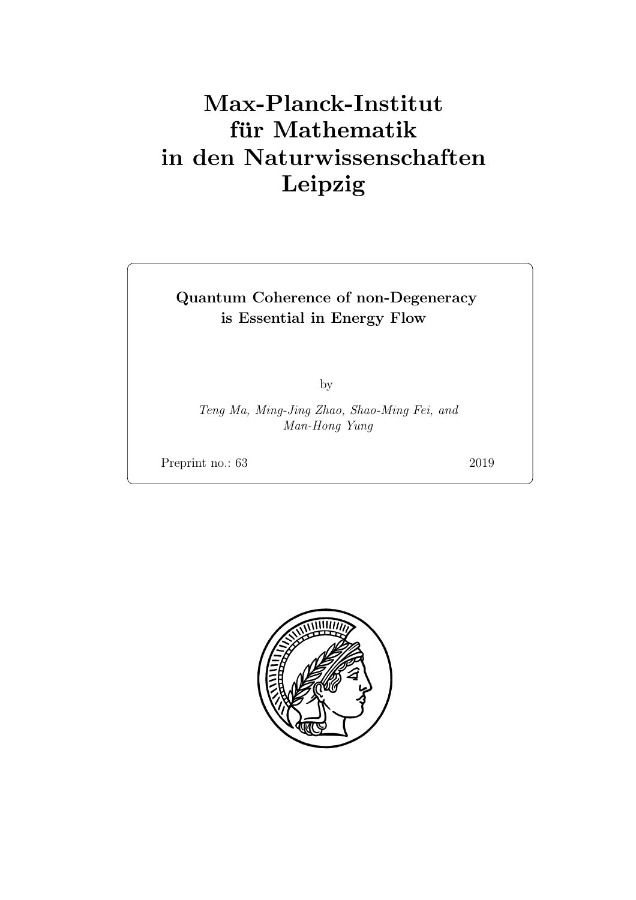# Max-Planck-Institut für Mathematik in den Naturwissenschaften Leipzig

**Quantum Coherence of non-Degeneracy is Essential in Energy Flow**

by

*Teng Ma, Ming-Jing Zhao, Shao-Ming Fei, and Man-Hong Yung*

Preprint no.: 63 2019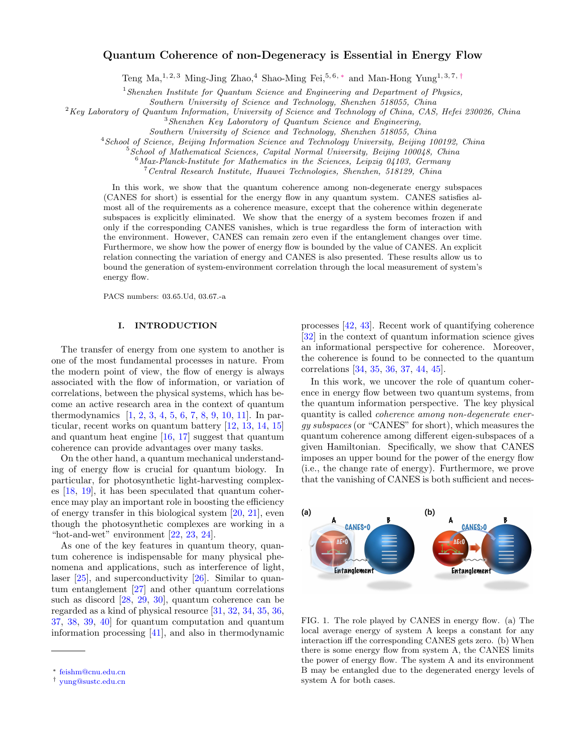# Quantum Coherence of non-Degeneracy is Essential in Energy Flow

Teng Ma,[1,2,3] Ming-Jing Zhao,[4] Shao-Ming Fei,[5,6,*] and Man-Hong Yung[1,3,7,†]

[1] *Shenzhen Institute for Quantum Science and Engineering and Department of Physics, Southern University of Science and Technology, Shenzhen 518055, China*
[2] *Key Laboratory of Quantum Information, University of Science and Technology of China, CAS, Hefei 230026, China*
[3] *Shenzhen Key Laboratory of Quantum Science and Engineering, Southern University of Science and Technology, Shenzhen 518055, China*
[4] *School of Science, Beijing Information Science and Technology University, Beijing 100192, China*
[5] *School of Mathematical Sciences, Capital Normal University, Beijing 100048, China*
[6] *Max-Planck-Institute for Mathematics in the Sciences, Leipzig 04103, Germany*
[7] *Central Research Institute, Huawei Technologies, Shenzhen, 518129, China*

In this work, we show that the quantum coherence among non-degenerate energy subspaces (CANES for short) is essential for the energy flow in any quantum system. CANES satisfies almost all of the requirements as a coherence measure, except that the coherence within degenerate subspaces is explicitly eliminated. We show that the energy of a system becomes frozen if and only if the corresponding CANES vanishes, which is true regardless the form of interaction with the environment. However, CANES can remain zero even if the entanglement changes over time. Furthermore, we show how the power of energy flow is bounded by the value of CANES. An explicit relation connecting the variation of energy and CANES is also presented. These results allow us to bound the generation of system-environment correlation through the local measurement of system's energy flow.

PACS numbers: 03.65.Ud, 03.67.-a

## I. INTRODUCTION

The transfer of energy from one system to another is one of the most fundamental processes in nature. From the modern point of view, the flow of energy is always associated with the flow of information, or variation of correlations, between the physical systems, which has become an active research area in the context of quantum thermodynamics [1, 2, 3, 4, 5, 6, 7, 8, 9, 10, 11]. In particular, recent works on quantum battery [12, 13, 14, 15] and quantum heat engine [16, 17] suggest that quantum coherence can provide advantages over many tasks.

On the other hand, a quantum mechanical understanding of energy flow is crucial for quantum biology. In particular, for photosynthetic light-harvesting complexes [18, 19], it has been speculated that quantum coherence may play an important role in boosting the efficiency of energy transfer in this biological system [20, 21], even though the photosynthetic complexes are working in a "hot-and-wet" environment [22, 23, 24].

As one of the key features in quantum theory, quantum coherence is indispensable for many physical phenomena and applications, such as interference of light, laser [25], and superconductivity [26]. Similar to quantum entanglement [27] and other quantum correlations such as discord [28, 29, 30], quantum coherence can be regarded as a kind of physical resource [31, 32, 34, 35, 36, 37, 38, 39, 40] for quantum computation and quantum information processing [41], and also in thermodynamic processes [42, 43]. Recent work of quantifying coherence [32] in the context of quantum information science gives an informational perspective for coherence. Moreover, the coherence is found to be connected to the quantum correlations [34, 35, 36, 37, 44, 45].

In this work, we uncover the role of quantum coherence in energy flow between two quantum systems, from the quantum information perspective. The key physical quantity is called *coherence among non-degenerate energy subspaces* (or "CANES" for short), which measures the quantum coherence among different eigen-subspaces of a given Hamiltonian. Specifically, we show that CANES imposes an upper bound for the power of the energy flow (i.e., the change rate of energy). Furthermore, we prove that the vanishing of CANES is both sufficient and neces-

FIG. 1. The role played by CANES in energy flow. (a) The local average energy of system A keeps a constant for any interaction iff the corresponding CANES gets zero. (b) When there is some energy flow from system A, the CANES limits the power of energy flow. The system A and its environment B may be entangled due to the degenerated energy levels of system A for both cases.

* feishm@cnu.edu.cn
† yung@sustc.edu.cn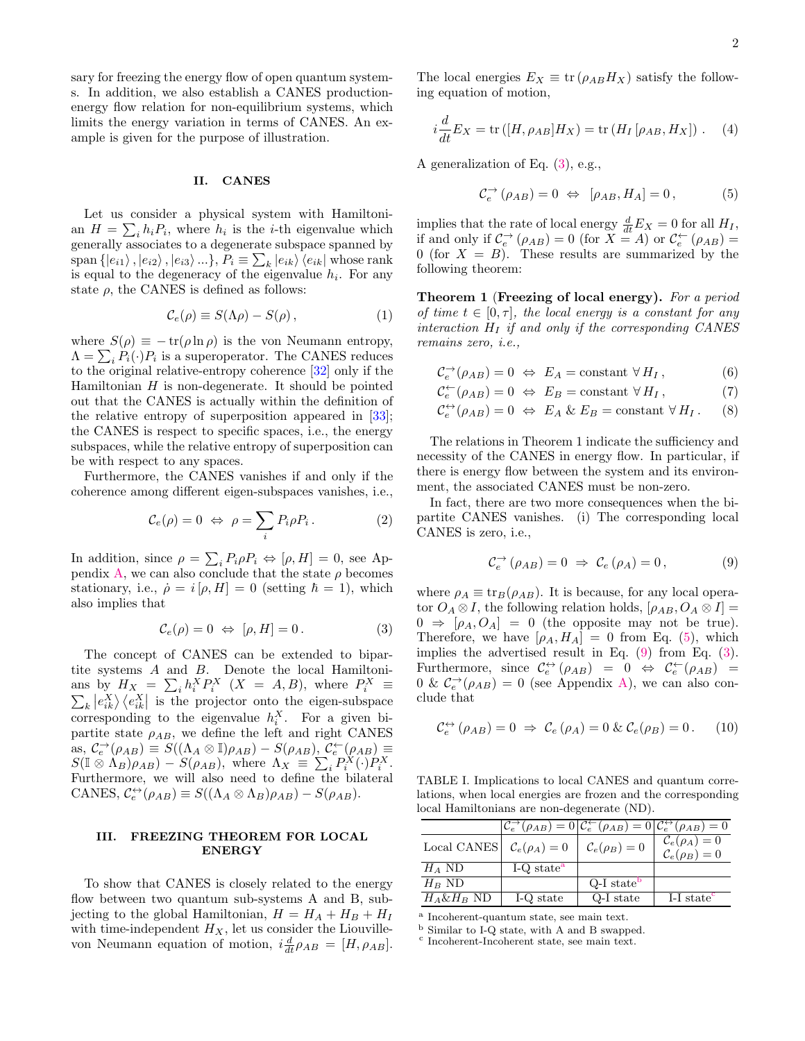sary for freezing the energy flow of open quantum systems. In addition, we also establish a CANES production-energy flow relation for non-equilibrium systems, which limits the energy variation in terms of CANES. An example is given for the purpose of illustration.

## II. CANES

Let us consider a physical system with Hamiltonian $H = \sum_i h_i P_i$, where $h_i$ is the $i$-th eigenvalue which generally associates to a degenerate subspace spanned by $\text{span}\{|e_{i1}\rangle, |e_{i2}\rangle, |e_{i3}\rangle ...\}$, $P_i \equiv \sum_k |e_{ik}\rangle\langle e_{ik}|$ whose rank is equal to the degeneracy of the eigenvalue $h_i$. For any state $\rho$, the CANES is defined as follows:

$$\mathcal{C}_e(\rho) \equiv S(\Lambda\rho) - S(\rho)\,, \tag{1}$$

where $S(\rho) \equiv -\operatorname{tr}(\rho \ln \rho)$ is the von Neumann entropy, $\Lambda = \sum_i P_i(\cdot)P_i$ is a superoperator. The CANES reduces to the original relative-entropy coherence [32] only if the Hamiltonian $H$ is non-degenerate. It should be pointed out that the CANES is actually within the definition of the relative entropy of superposition appeared in [33]; the CANES is respect to specific spaces, i.e., the energy subspaces, while the relative entropy of superposition can be with respect to any spaces.

Furthermore, the CANES vanishes if and only if the coherence among different eigen-subspaces vanishes, i.e.,

$$\mathcal{C}_e(\rho) = 0 \;\Leftrightarrow\; \rho = \sum_i P_i \rho P_i\,. \tag{2}$$

In addition, since $\rho = \sum_i P_i \rho P_i \Leftrightarrow [\rho, H] = 0$, see Appendix A, we can also conclude that the state $\rho$ becomes stationary, i.e., $\dot{\rho} = i[\rho, H] = 0$ (setting $\hbar = 1$), which also implies that

$$\mathcal{C}_e(\rho) = 0 \;\Leftrightarrow\; [\rho, H] = 0\,. \tag{3}$$

The concept of CANES can be extended to bipartite systems $A$ and $B$. Denote the local Hamiltonians by $H_X = \sum_i h_i^X P_i^X$ ($X = A, B$), where $P_i^X \equiv \sum_k |e_{ik}^X\rangle\langle e_{ik}^X|$ is the projector onto the eigen-subspace corresponding to the eigenvalue $h_i^X$. For a given bipartite state $\rho_{AB}$, we define the left and right CANES as, $\mathcal{C}_e^{\rightarrow}(\rho_{AB}) \equiv S((\Lambda_A \otimes \mathbb{I})\rho_{AB}) - S(\rho_{AB})$, $\mathcal{C}_e^{\leftarrow}(\rho_{AB}) \equiv S((\mathbb{I} \otimes \Lambda_B)\rho_{AB}) - S(\rho_{AB})$, where $\Lambda_X \equiv \sum_i P_i^X(\cdot)P_i^X$. Furthermore, we will also need to define the bilateral CANES, $\mathcal{C}_e^{\leftrightarrow}(\rho_{AB}) \equiv S((\Lambda_A \otimes \Lambda_B)\rho_{AB}) - S(\rho_{AB})$.

## III. FREEZING THEOREM FOR LOCAL ENERGY

To show that CANES is closely related to the energy flow between two quantum sub-systems A and B, subjecting to the global Hamiltonian, $H = H_A + H_B + H_I$ with time-independent $H_X$, let us consider the Liouville-von Neumann equation of motion, $i\frac{d}{dt}\rho_{AB} = [H, \rho_{AB}]$. The local energies $E_X \equiv \operatorname{tr}(\rho_{AB} H_X)$ satisfy the following equation of motion,

$$i\frac{d}{dt}E_X = \operatorname{tr}([H, \rho_{AB}]H_X) = \operatorname{tr}(H_I[\rho_{AB}, H_X])\,. \tag{4}$$

A generalization of Eq. (3), e.g.,

$$\mathcal{C}_e^{\rightarrow}(\rho_{AB}) = 0 \;\Leftrightarrow\; [\rho_{AB}, H_A] = 0\,, \tag{5}$$

implies that the rate of local energy $\frac{d}{dt}E_X = 0$ for all $H_I$, if and only if $\mathcal{C}_e^{\rightarrow}(\rho_{AB}) = 0$ (for $X = A$) or $\mathcal{C}_e^{\leftarrow}(\rho_{AB}) = 0$ (for $X = B$). These results are summarized by the following theorem:

**Theorem 1** (**Freezing of local energy).** *For a period of time $t \in [0, \tau]$, the local energy is a constant for any interaction $H_I$ if and only if the corresponding CANES remains zero, i.e.,*

$$\mathcal{C}_e^{\rightarrow}(\rho_{AB}) = 0 \;\Leftrightarrow\; E_A = \text{constant}\ \forall H_I\,, \tag{6}$$

$$\mathcal{C}_e^{\leftarrow}(\rho_{AB}) = 0 \;\Leftrightarrow\; E_B = \text{constant}\ \forall H_I\,, \tag{7}$$

$$\mathcal{C}_e^{\leftrightarrow}(\rho_{AB}) = 0 \;\Leftrightarrow\; E_A\ \&\ E_B = \text{constant}\ \forall H_I\,. \tag{8}$$

The relations in Theorem 1 indicate the sufficiency and necessity of the CANES in energy flow. In particular, if there is energy flow between the system and its environment, the associated CANES must be non-zero.

In fact, there are two more consequences when the bipartite CANES vanishes. (i) The corresponding local CANES is zero, i.e.,

$$\mathcal{C}_e^{\rightarrow}(\rho_{AB}) = 0 \;\Rightarrow\; \mathcal{C}_e(\rho_A) = 0\,, \tag{9}$$

where $\rho_A \equiv \operatorname{tr}_B(\rho_{AB})$. It is because, for any local operator $O_A \otimes I$, the following relation holds, $[\rho_{AB}, O_A \otimes I] = 0 \Rightarrow [\rho_A, O_A] = 0$ (the opposite may not be true). Therefore, we have $[\rho_A, H_A] = 0$ from Eq. (5), which implies the advertised result in Eq. (9) from Eq. (3). Furthermore, since $\mathcal{C}_e^{\leftrightarrow}(\rho_{AB}) = 0 \Leftrightarrow \mathcal{C}_e^{\leftarrow}(\rho_{AB}) = 0\ \&\ \mathcal{C}_e^{\rightarrow}(\rho_{AB}) = 0$ (see Appendix A), we can also conclude that

$$\mathcal{C}_e^{\leftrightarrow}(\rho_{AB}) = 0 \;\Rightarrow\; \mathcal{C}_e(\rho_A) = 0\ \&\ \mathcal{C}_e(\rho_B) = 0\,. \tag{10}$$

TABLE I. Implications to local CANES and quantum correlations, when local energies are frozen and the corresponding local Hamiltonians are non-degenerate (ND).

| | $\mathcal{C}_e^{\rightarrow}(\rho_{AB}) = 0$ | $\mathcal{C}_e^{\leftarrow}(\rho_{AB}) = 0$ | $\mathcal{C}_e^{\leftrightarrow}(\rho_{AB}) = 0$ |
|---|---|---|---|
| Local CANES | $\mathcal{C}_e(\rho_A) = 0$ | $\mathcal{C}_e(\rho_B) = 0$ | $\mathcal{C}_e(\rho_A) = 0$, $\mathcal{C}_e(\rho_B) = 0$ |
| $H_A$ ND | I-Q state[a] | | |
| $H_B$ ND | | Q-I state[b] | |
| $H_A$&$H_B$ ND | I-Q state | Q-I state | I-I state[c] |

[a] Incoherent-quantum state, see main text.
[b] Similar to I-Q state, with A and B swapped.
[c] Incoherent-Incoherent state, see main text.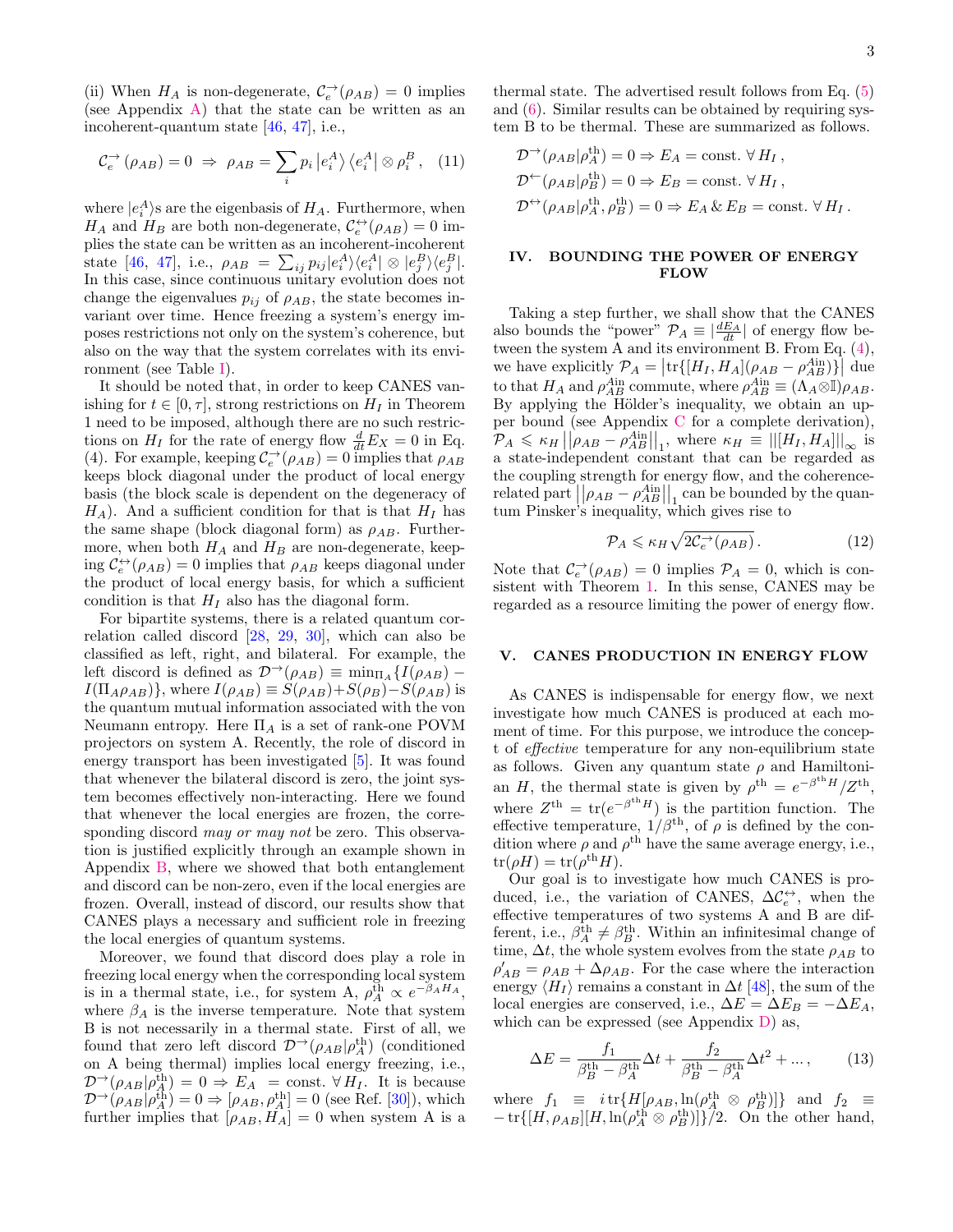(ii) When $H_A$ is non-degenerate, $\mathcal{C}_e^{\rightarrow}(\rho_{AB}) = 0$ implies (see Appendix A) that the state can be written as an incoherent-quantum state [46, 47], i.e.,

$$\mathcal{C}_e^{\rightarrow}(\rho_{AB}) = 0 \;\Rightarrow\; \rho_{AB} = \sum_i p_i \left|e_i^A\right\rangle \left\langle e_i^A\right| \otimes \rho_i^B , \quad (11)$$

where $|e_i^A\rangle$s are the eigenbasis of $H_A$. Furthermore, when $H_A$ and $H_B$ are both non-degenerate, $\mathcal{C}_e^{\leftrightarrow}(\rho_{AB}) = 0$ implies the state can be written as an incoherent-incoherent state [46, 47], i.e., $\rho_{AB} = \sum_{ij} p_{ij} |e_i^A\rangle\langle e_i^A| \otimes |e_j^B\rangle\langle e_j^B|$. In this case, since continuous unitary evolution does not change the eigenvalues $p_{ij}$ of $\rho_{AB}$, the state becomes invariant over time. Hence freezing a system's energy imposes restrictions not only on the system's coherence, but also on the way that the system correlates with its environment (see Table I).

It should be noted that, in order to keep CANES vanishing for $t \in [0, \tau]$, strong restrictions on $H_I$ in Theorem 1 need to be imposed, although there are no such restrictions on $H_I$ for the rate of energy flow $\frac{d}{dt}E_X = 0$ in Eq. (4). For example, keeping $\mathcal{C}_e^{\rightarrow}(\rho_{AB}) = 0$ implies that $\rho_{AB}$ keeps block diagonal under the product of local energy basis (the block scale is dependent on the degeneracy of $H_A$). And a sufficient condition for that is that $H_I$ has the same shape (block diagonal form) as $\rho_{AB}$. Furthermore, when both $H_A$ and $H_B$ are non-degenerate, keeping $\mathcal{C}_e^{\leftrightarrow}(\rho_{AB}) = 0$ implies that $\rho_{AB}$ keeps diagonal under the product of local energy basis, for which a sufficient condition is that $H_I$ also has the diagonal form.

For bipartite systems, there is a related quantum correlation called discord [28, 29, 30], which can also be classified as left, right, and bilateral. For example, the left discord is defined as $\mathcal{D}^{\rightarrow}(\rho_{AB}) \equiv \min_{\Pi_A}\{I(\rho_{AB}) - I(\Pi_A\rho_{AB})\}$, where $I(\rho_{AB}) \equiv S(\rho_A)+S(\rho_B)-S(\rho_{AB})$ is the quantum mutual information associated with the von Neumann entropy. Here $\Pi_A$ is a set of rank-one POVM projectors on system A. Recently, the role of discord in energy transport has been investigated [5]. It was found that whenever the bilateral discord is zero, the joint system becomes effectively non-interacting. Here we found that whenever the local energies are frozen, the corresponding discord *may or may not* be zero. This observation is justified explicitly through an example shown in Appendix B, where we showed that both entanglement and discord can be non-zero, even if the local energies are frozen. Overall, instead of discord, our results show that CANES plays a necessary and sufficient role in freezing the local energies of quantum systems.

Moreover, we found that discord does play a role in freezing local energy when the corresponding local system is in a thermal state, i.e., for system A, $\rho_A^{\rm th} \propto e^{-\beta_A H_A}$, where $\beta_A$ is the inverse temperature. Note that system B is not necessarily in a thermal state. First of all, we found that zero left discord $\mathcal{D}^{\rightarrow}(\rho_{AB}|\rho_A^{\rm th})$ (conditioned on A being thermal) implies local energy freezing, i.e., $\mathcal{D}^{\rightarrow}(\rho_{AB}|\rho_A^{\rm th}) = 0 \Rightarrow E_A = \text{const.}\ \forall H_I$. It is because $\mathcal{D}^{\rightarrow}(\rho_{AB}|\rho_A^{\rm th}) = 0 \Rightarrow [\rho_{AB}, \rho_A^{\rm th}] = 0$ (see Ref. [30]), which further implies that $[\rho_{AB}, H_A] = 0$ when system A is a thermal state. The advertised result follows from Eq. (5) and (6). Similar results can be obtained by requiring system B to be thermal. These are summarized as follows.

$$\mathcal{D}^{\rightarrow}(\rho_{AB}|\rho_A^{\rm th}) = 0 \Rightarrow E_A = \text{const.}\ \forall H_I\,,$$
$$\mathcal{D}^{\leftarrow}(\rho_{AB}|\rho_B^{\rm th}) = 0 \Rightarrow E_B = \text{const.}\ \forall H_I\,,$$
$$\mathcal{D}^{\leftrightarrow}(\rho_{AB}|\rho_A^{\rm th}, \rho_B^{\rm th}) = 0 \Rightarrow E_A\ \&\ E_B = \text{const.}\ \forall H_I\,.$$

## IV. BOUNDING THE POWER OF ENERGY FLOW

Taking a step further, we shall show that the CANES also bounds the "power" $\mathcal{P}_A \equiv |\frac{dE_A}{dt}|$ of energy flow between the system A and its environment B. From Eq. (4), we have explicitly $\mathcal{P}_A = \left|\mathrm{tr}\{[H_I, H_A](\rho_{AB} - \rho_{AB}^{A\rm in})\}\right|$ due to that $H_A$ and $\rho_{AB}^{A\rm in}$ commute, where $\rho_{AB}^{A\rm in} \equiv (\Lambda_A \otimes \mathbb{I})\rho_{AB}$. By applying the Hölder's inequality, we obtain an upper bound (see Appendix C for a complete derivation), $\mathcal{P}_A \leqslant \kappa_H \left|\left|\rho_{AB} - \rho_{AB}^{A\rm in}\right|\right|_1$, where $\kappa_H \equiv ||[H_I, H_A]||_\infty$ is a state-independent constant that can be regarded as the coupling strength for energy flow, and the coherence-related part $\left|\left|\rho_{AB} - \rho_{AB}^{A\rm in}\right|\right|_1$ can be bounded by the quantum Pinsker's inequality, which gives rise to

$$\mathcal{P}_A \leqslant \kappa_H \sqrt{2\mathcal{C}_e^{\rightarrow}(\rho_{AB})}\,. \quad (12)$$

Note that $\mathcal{C}_e^{\rightarrow}(\rho_{AB}) = 0$ implies $\mathcal{P}_A = 0$, which is consistent with Theorem 1. In this sense, CANES may be regarded as a resource limiting the power of energy flow.

## V. CANES PRODUCTION IN ENERGY FLOW

As CANES is indispensable for energy flow, we next investigate how much CANES is produced at each moment of time. For this purpose, we introduce the concept of *effective* temperature for any non-equilibrium state as follows. Given any quantum state $\rho$ and Hamiltonian $H$, the thermal state is given by $\rho^{\rm th} = e^{-\beta^{\rm th}H}/Z^{\rm th}$, where $Z^{\rm th} = \mathrm{tr}(e^{-\beta^{\rm th}H})$ is the partition function. The effective temperature, $1/\beta^{\rm th}$, of $\rho$ is defined by the condition where $\rho$ and $\rho^{\rm th}$ have the same average energy, i.e., $\mathrm{tr}(\rho H) = \mathrm{tr}(\rho^{\rm th} H)$.

Our goal is to investigate how much CANES is produced, i.e., the variation of CANES, $\Delta\mathcal{C}_e^{\leftrightarrow}$, when the effective temperatures of two systems A and B are different, i.e., $\beta_A^{\rm th} \neq \beta_B^{\rm th}$. Within an infinitesimal change of time, $\Delta t$, the whole system evolves from the state $\rho_{AB}$ to $\rho'_{AB} = \rho_{AB} + \Delta\rho_{AB}$. For the case where the interaction energy $\langle H_I\rangle$ remains a constant in $\Delta t$ [48], the sum of the local energies are conserved, i.e., $\Delta E = \Delta E_B = -\Delta E_A$, which can be expressed (see Appendix D) as,

$$\Delta E = \frac{f_1}{\beta_B^{\rm th} - \beta_A^{\rm th}}\Delta t + \frac{f_2}{\beta_B^{\rm th} - \beta_A^{\rm th}}\Delta t^2 + \ldots, \quad (13)$$

where $f_1 \equiv i\,\mathrm{tr}\{H[\rho_{AB}, \ln(\rho_A^{\rm th} \otimes \rho_B^{\rm th})]\}$ and $f_2 \equiv -\mathrm{tr}\{[H, \rho_{AB}][H, \ln(\rho_A^{\rm th} \otimes \rho_B^{\rm th})]\}/2$. On the other hand,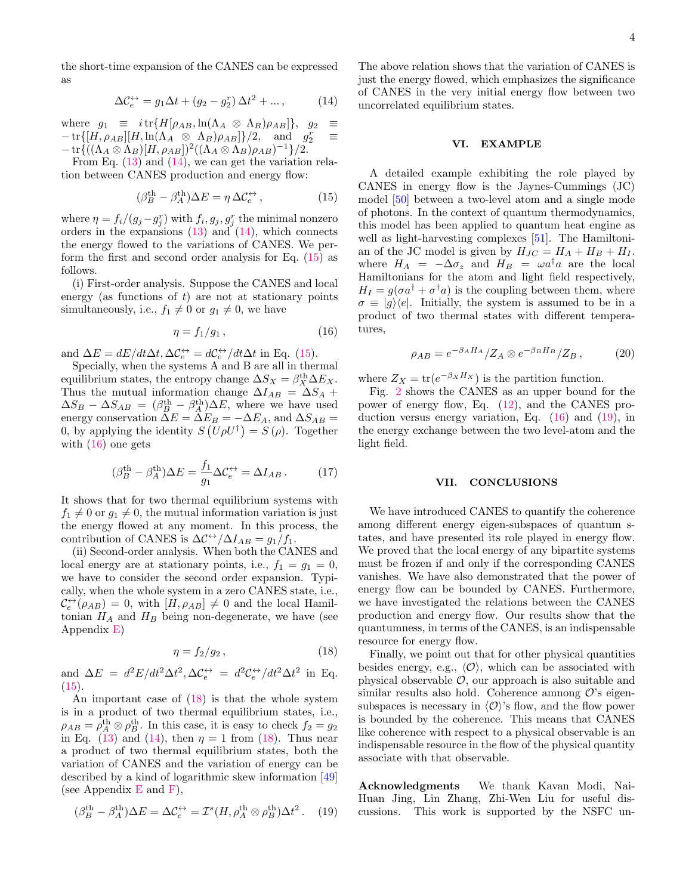the short-time expansion of the CANES can be expressed as

$$\Delta\mathcal{C}_e^{\leftrightarrow} = g_1\Delta t + (g_2 - g_2^r)\,\Delta t^2 + \ldots, \tag{14}$$

where $g_1 \equiv i\,\mathrm{tr}\{H[\rho_{AB}, \ln(\Lambda_A \otimes \Lambda_B)\rho_{AB}]\}$, $g_2 \equiv -\,\mathrm{tr}\{[H,\rho_{AB}][H,\ln(\Lambda_A \otimes \Lambda_B)\rho_{AB}]\}/2$, and $g_2^r \equiv -\,\mathrm{tr}\{((\Lambda_A\otimes\Lambda_B)[H,\rho_{AB}])^2((\Lambda_A\otimes\Lambda_B)\rho_{AB})^{-1}\}/2$.

From Eq. (13) and (14), we can get the variation relation between CANES production and energy flow:

$$(\beta_B^{\mathrm{th}} - \beta_A^{\mathrm{th}})\Delta E = \eta\,\Delta\mathcal{C}_e^{\leftrightarrow}, \tag{15}$$

where $\eta = f_i/(g_j - g_j^r)$ with $f_i, g_j, g_j^r$ the minimal nonzero orders in the expansions (13) and (14), which connects the energy flowed to the variations of CANES. We perform the first and second order analysis for Eq. (15) as follows.

(i) First-order analysis. Suppose the CANES and local energy (as functions of $t$) are not at stationary points simultaneously, i.e., $f_1 \neq 0$ or $g_1 \neq 0$, we have

$$\eta = f_1/g_1, \tag{16}$$

and $\Delta E = dE/dt\Delta t, \Delta\mathcal{C}_e^{\leftrightarrow} = d\mathcal{C}_e^{\leftrightarrow}/dt\Delta t$ in Eq. (15).

Specially, when the systems A and B are all in thermal equilibrium states, the entropy change $\Delta S_X = \beta_X^{\mathrm{th}}\Delta E_X$. Thus the mutual information change $\Delta I_{AB} = \Delta S_A + \Delta S_B - \Delta S_{AB} = (\beta_B^{\mathrm{th}} - \beta_A^{\mathrm{th}})\Delta E$, where we have used energy conservation $\Delta E = \Delta E_B = -\Delta E_A$, and $\Delta S_{AB} = 0$, by applying the identity $S\left(U\rho U^\dagger\right) = S\left(\rho\right)$. Together with (16) one gets

$$(\beta_B^{\mathrm{th}} - \beta_A^{\mathrm{th}})\Delta E = \frac{f_1}{g_1}\Delta\mathcal{C}_e^{\leftrightarrow} = \Delta I_{AB}. \tag{17}$$

It shows that for two thermal equilibrium systems with $f_1 \neq 0$ or $g_1 \neq 0$, the mutual information variation is just the energy flowed at any moment. In this process, the contribution of CANES is $\Delta\mathcal{C}^{\leftrightarrow}/\Delta I_{AB} = g_1/f_1$.

(ii) Second-order analysis. When both the CANES and local energy are at stationary points, i.e., $f_1 = g_1 = 0$, we have to consider the second order expansion. Typically, when the whole system in a zero CANES state, i.e., $\mathcal{C}_e^{\leftrightarrow}(\rho_{AB}) = 0$, with $[H,\rho_{AB}] \neq 0$ and the local Hamiltonian $H_A$ and $H_B$ being non-degenerate, we have (see Appendix E)

$$\eta = f_2/g_2, \tag{18}$$

and $\Delta E = d^2E/dt^2\Delta t^2, \Delta\mathcal{C}_e^{\leftrightarrow} = d^2\mathcal{C}_e^{\leftrightarrow}/dt^2\Delta t^2$ in Eq. (15).

An important case of (18) is that the whole system is in a product of two thermal equilibrium states, i.e., $\rho_{AB} = \rho_A^{\mathrm{th}} \otimes \rho_B^{\mathrm{th}}$. In this case, it is easy to check $f_2 = g_2$ in Eq. (13) and (14), then $\eta = 1$ from (18). Thus near a product of two thermal equilibrium states, both the variation of CANES and the variation of energy can be described by a kind of logarithmic skew information [49] (see Appendix E and F),

$$(\beta_B^{\mathrm{th}} - \beta_A^{\mathrm{th}})\Delta E = \Delta\mathcal{C}_e^{\leftrightarrow} = \mathcal{I}^s(H, \rho_A^{\mathrm{th}} \otimes \rho_B^{\mathrm{th}})\Delta t^2. \tag{19}$$

The above relation shows that the variation of CANES is just the energy flowed, which emphasizes the significance of CANES in the very initial energy flow between two uncorrelated equilibrium states.

## VI. EXAMPLE

A detailed example exhibiting the role played by CANES in energy flow is the Jaynes-Cummings (JC) model [50] between a two-level atom and a single mode of photons. In the context of quantum thermodynamics, this model has been applied to quantum heat engine as well as light-harvesting complexes [51]. The Hamiltonian of the JC model is given by $H_{JC} = H_A + H_B + H_I$. where $H_A = -\Delta\sigma_z$ and $H_B = \omega a^\dagger a$ are the local Hamiltonians for the atom and light field respectively, $H_I = g(\sigma a^\dagger + \sigma^\dagger a)$ is the coupling between them, where $\sigma \equiv |g\rangle\langle e|$. Initially, the system is assumed to be in a product of two thermal states with different temperatures,

$$\rho_{AB} = e^{-\beta_A H_A}/Z_A \otimes e^{-\beta_B H_B}/Z_B, \tag{20}$$

where $Z_X = \mathrm{tr}(e^{-\beta_X H_X})$ is the partition function.

Fig. 2 shows the CANES as an upper bound for the power of energy flow, Eq. (12), and the CANES production versus energy variation, Eq. (16) and (19), in the energy exchange between the two level-atom and the light field.

## VII. CONCLUSIONS

We have introduced CANES to quantify the coherence among different energy eigen-subspaces of quantum states, and have presented its role played in energy flow. We proved that the local energy of any bipartite systems must be frozen if and only if the corresponding CANES vanishes. We have also demonstrated that the power of energy flow can be bounded by CANES. Furthermore, we have investigated the relations between the CANES production and energy flow. Our results show that the quantumness, in terms of the CANES, is an indispensable resource for energy flow.

Finally, we point out that for other physical quantities besides energy, e.g., $\langle\mathcal{O}\rangle$, which can be associated with physical observable $\mathcal{O}$, our approach is also suitable and similar results also hold. Coherence amnong $\mathcal{O}$'s eigen-subspaces is necessary in $\langle\mathcal{O}\rangle$'s flow, and the flow power is bounded by the coherence. This means that CANES like coherence with respect to a physical observable is an indispensable resource in the flow of the physical quantity associate with that observable.

**Acknowledgments** We thank Kavan Modi, Nai-Huan Jing, Lin Zhang, Zhi-Wen Liu for useful discussions. This work is supported by the NSFC un-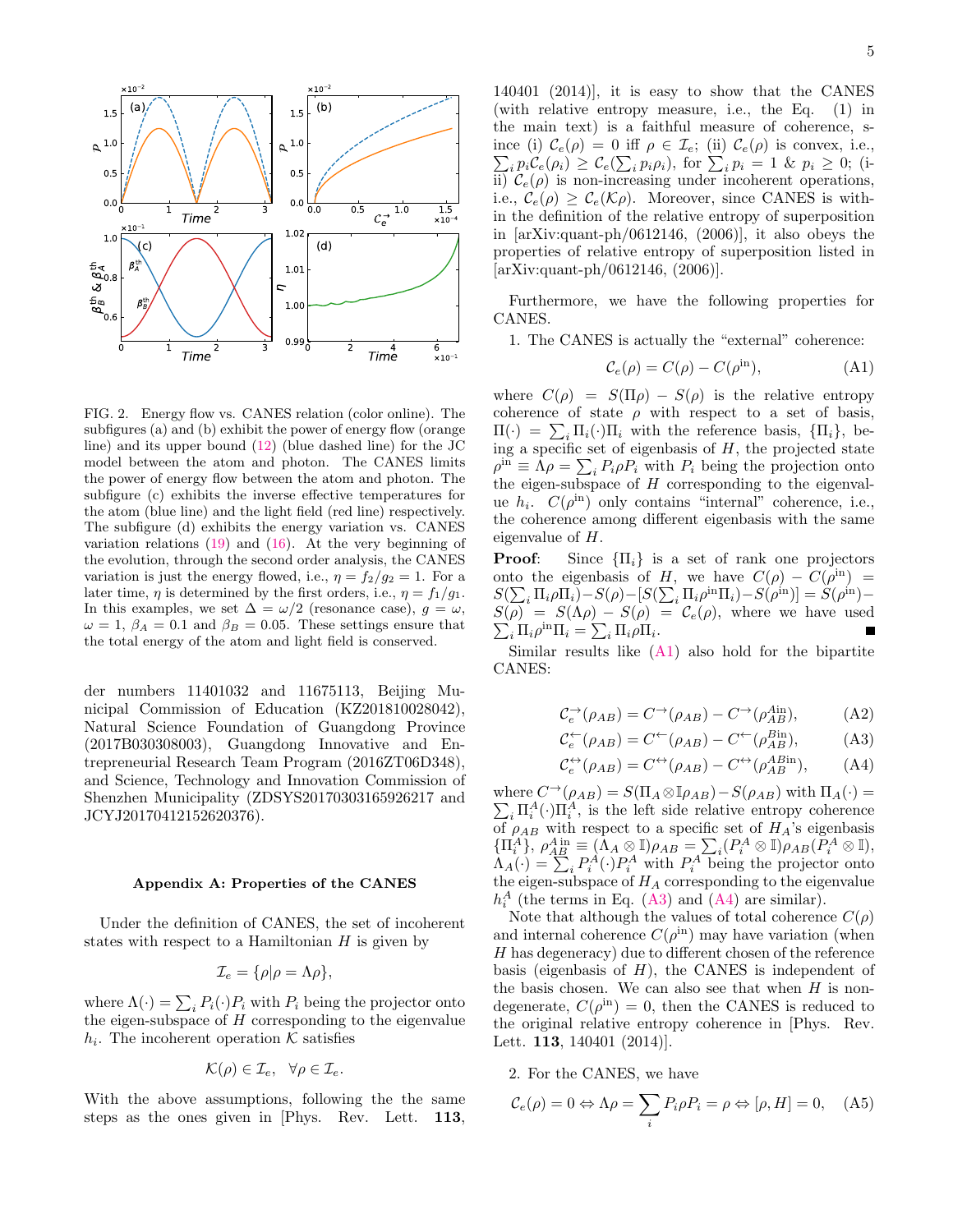FIG. 2. Energy flow vs. CANES relation (color online). The subfigures (a) and (b) exhibit the power of energy flow (orange line) and its upper bound (12) (blue dashed line) for the JC model between the atom and photon. The CANES limits the power of energy flow between the atom and photon. The subfigure (c) exhibits the inverse effective temperatures for the atom (blue line) and the light field (red line) respectively. The subfigure (d) exhibits the energy variation vs. CANES variation relations (19) and (16). At the very beginning of the evolution, through the second order analysis, the CANES variation is just the energy flowed, i.e., $\eta = f_2/g_2 = 1$. For a later time, $\eta$ is determined by the first orders, i.e., $\eta = f_1/g_1$. In this examples, we set $\Delta = \omega/2$ (resonance case), $g = \omega$, $\omega = 1$, $\beta_A = 0.1$ and $\beta_B = 0.05$. These settings ensure that the total energy of the atom and light field is conserved.

der numbers 11401032 and 11675113, Beijing Municipal Commission of Education (KZ201810028042), Natural Science Foundation of Guangdong Province (2017B030308003), Guangdong Innovative and Entrepreneurial Research Team Program (2016ZT06D348), and Science, Technology and Innovation Commission of Shenzhen Municipality (ZDSYS20170303165926217 and JCYJ20170412152620376).

### Appendix A: Properties of the CANES

Under the definition of CANES, the set of incoherent states with respect to a Hamiltonian $H$ is given by

$$\mathcal{I}_e = \{\rho | \rho = \Lambda\rho\},$$

where $\Lambda(\cdot) = \sum_i P_i(\cdot)P_i$ with $P_i$ being the projector onto the eigen-subspace of $H$ corresponding to the eigenvalue $h_i$. The incoherent operation $\mathcal{K}$ satisfies

$$\mathcal{K}(\rho) \in \mathcal{I}_e, \quad \forall \rho \in \mathcal{I}_e.$$

With the above assumptions, following the the same steps as the ones given in [Phys. Rev. Lett. **113**, 140401 (2014)], it is easy to show that the CANES (with relative entropy measure, i.e., the Eq. (1) in the main text) is a faithful measure of coherence, since (i) $\mathcal{C}_e(\rho) = 0$ iff $\rho \in \mathcal{I}_e$; (ii) $\mathcal{C}_e(\rho)$ is convex, i.e., $\sum_i p_i \mathcal{C}_e(\rho_i) \geq \mathcal{C}_e(\sum_i p_i \rho_i)$, for $\sum_i p_i = 1$ & $p_i \geq 0$; (iii) $\mathcal{C}_e(\rho)$ is non-increasing under incoherent operations, i.e., $\mathcal{C}_e(\rho) \geq \mathcal{C}_e(\mathcal{K}\rho)$. Moreover, since CANES is within the definition of the relative entropy of superposition in [arXiv:quant-ph/0612146, (2006)], it also obeys the properties of relative entropy of superposition listed in [arXiv:quant-ph/0612146, (2006)].

Furthermore, we have the following properties for CANES.

1. The CANES is actually the "external" coherence:

$$\mathcal{C}_e(\rho) = C(\rho) - C(\rho^{\text{in}}), \tag{A1}$$

where $C(\rho) = S(\Pi\rho) - S(\rho)$ is the relative entropy coherence of state $\rho$ with respect to a set of basis, $\Pi(\cdot) = \sum_i \Pi_i(\cdot)\Pi_i$ with the reference basis, $\{\Pi_i\}$, being a specific set of eigenbasis of $H$, the projected state $\rho^{\text{in}} \equiv \Lambda\rho = \sum_i P_i \rho P_i$ with $P_i$ being the projection onto the eigen-subspace of $H$ corresponding to the eigenvalue $h_i$. $C(\rho^{\text{in}})$ only contains "internal" coherence, i.e., the coherence among different eigenbasis with the same eigenvalue of $H$.

**Proof**: Since $\{\Pi_i\}$ is a set of rank one projectors onto the eigenbasis of $H$, we have $C(\rho) - C(\rho^{\text{in}}) = S(\sum_i \Pi_i \rho \Pi_i) - S(\rho) - [S(\sum_i \Pi_i \rho^{\text{in}} \Pi_i) - S(\rho^{\text{in}})] = S(\rho^{\text{in}}) - S(\rho) = S(\Lambda\rho) - S(\rho) = \mathcal{C}_e(\rho)$, where we have used $\sum_i \Pi_i \rho^{\text{in}} \Pi_i = \sum_i \Pi_i \rho \Pi_i$. ■

Similar results like (A1) also hold for the bipartite CANES:

$$\mathcal{C}_e^{\rightarrow}(\rho_{AB}) = C^{\rightarrow}(\rho_{AB}) - C^{\rightarrow}(\rho_{AB}^{A\text{in}}), \tag{A2}$$

$$\mathcal{C}_e^{\leftarrow}(\rho_{AB}) = C^{\leftarrow}(\rho_{AB}) - C^{\leftarrow}(\rho_{AB}^{B\text{in}}), \tag{A3}$$

$$\mathcal{C}_e^{\leftrightarrow}(\rho_{AB}) = C^{\leftrightarrow}(\rho_{AB}) - C^{\leftrightarrow}(\rho_{AB}^{AB\text{in}}), \tag{A4}$$

where $C^{\rightarrow}(\rho_{AB}) = S(\Pi_A \otimes \mathbb{I}\rho_{AB}) - S(\rho_{AB})$ with $\Pi_A(\cdot) = \sum_i \Pi_i^A(\cdot)\Pi_i^A$, is the left side relative entropy coherence of $\rho_{AB}$ with respect to a specific set of $H_A$'s eigenbasis $\{\Pi_i^A\}$, $\rho_{AB}^{A\,\text{in}} \equiv (\Lambda_A \otimes \mathbb{I})\rho_{AB} = \sum_i (P_i^A \otimes \mathbb{I})\rho_{AB}(P_i^A \otimes \mathbb{I})$, $\Lambda_A(\cdot) = \sum_i P_i^A(\cdot)P_i^A$ with $P_i^A$ being the projector onto the eigen-subspace of $H_A$ corresponding to the eigenvalue $h_i^A$ (the terms in Eq. (A3) and (A4) are similar).

Note that although the values of total coherence $C(\rho)$ and internal coherence $C(\rho^{\text{in}})$ may have variation (when $H$ has degeneracy) due to different chosen of the reference basis (eigenbasis of $H$), the CANES is independent of the basis chosen. We can also see that when $H$ is non-degenerate, $C(\rho^{\text{in}}) = 0$, then the CANES is reduced to the original relative entropy coherence in [Phys. Rev. Lett. **113**, 140401 (2014)].

2. For the CANES, we have

$$\mathcal{C}_e(\rho) = 0 \Leftrightarrow \Lambda\rho = \sum_i P_i \rho P_i = \rho \Leftrightarrow [\rho, H] = 0, \tag{A5}$$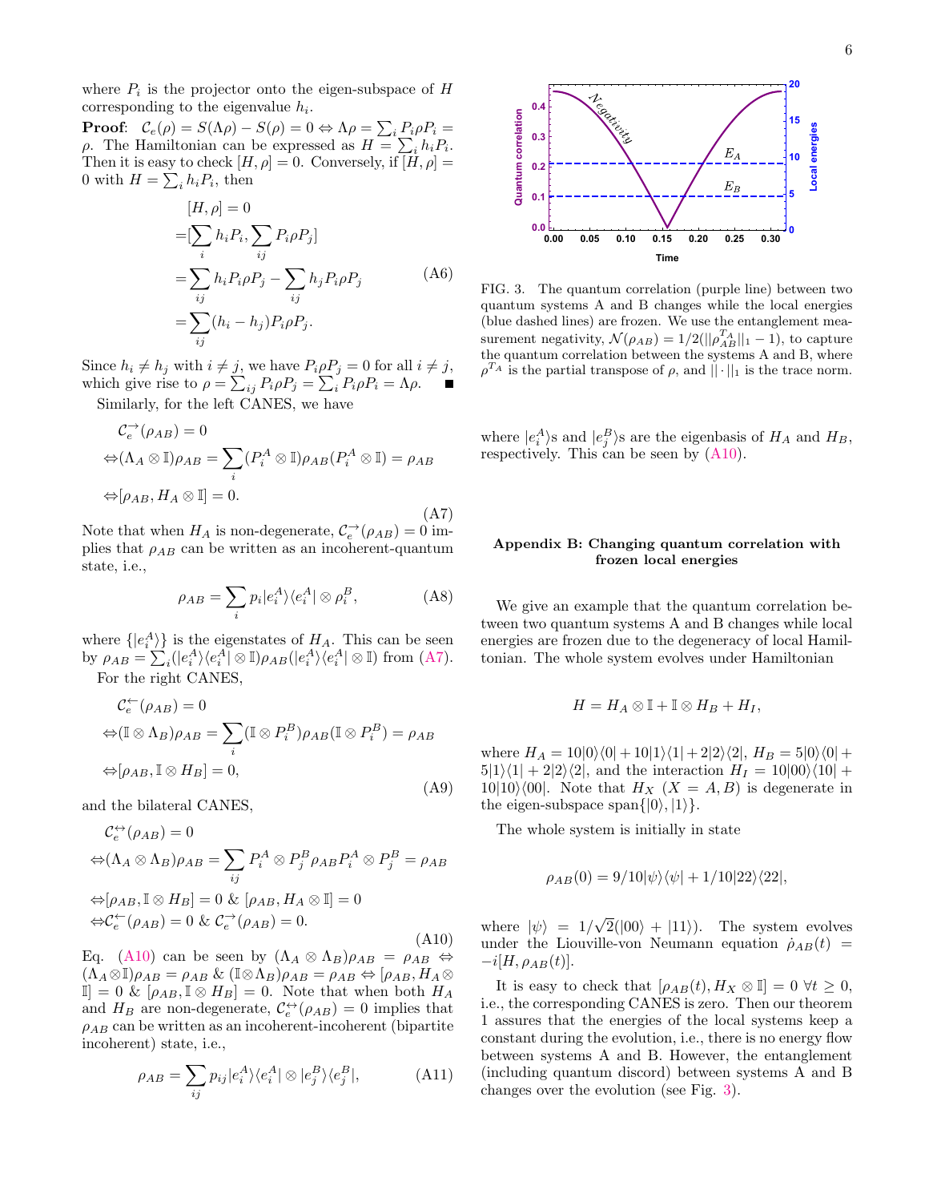where $P_i$ is the projector onto the eigen-subspace of $H$ corresponding to the eigenvalue $h_i$.

**Proof**: $\mathcal{C}_e(\rho) = S(\Lambda\rho) - S(\rho) = 0 \Leftrightarrow \Lambda\rho = \sum_i P_i\rho P_i = \rho$. The Hamiltonian can be expressed as $H = \sum_i h_i P_i$. Then it is easy to check $[H, \rho] = 0$. Conversely, if $[H, \rho] = 0$ with $H = \sum_i h_i P_i$, then

$$
\begin{aligned}
&[H, \rho] = 0 \\
=&[\sum_i h_i P_i, \sum_{ij} P_i \rho P_j] \\
=&\sum_{ij} h_i P_i \rho P_j - \sum_{ij} h_j P_i \rho P_j \\
=&\sum_{ij} (h_i - h_j) P_i \rho P_j.
\end{aligned} \tag{A6}
$$

Since $h_i \neq h_j$ with $i \neq j$, we have $P_i\rho P_j = 0$ for all $i \neq j$, which give rise to $\rho = \sum_{ij} P_i\rho P_j = \sum_i P_i\rho P_i = \Lambda\rho$. ∎

Similarly, for the left CANES, we have

$$
\begin{aligned}
&\mathcal{C}_e^{\rightarrow}(\rho_{AB}) = 0 \\
\Leftrightarrow&(\Lambda_A \otimes \mathbb{I})\rho_{AB} = \sum_i (P_i^A \otimes \mathbb{I})\rho_{AB}(P_i^A \otimes \mathbb{I}) = \rho_{AB} \\
\Leftrightarrow&[\rho_{AB}, H_A \otimes \mathbb{I}] = 0.
\end{aligned} \tag{A7}
$$

Note that when $H_A$ is non-degenerate, $\mathcal{C}_e^{\rightarrow}(\rho_{AB}) = 0$ implies that $\rho_{AB}$ can be written as an incoherent-quantum state, i.e.,

$$
\rho_{AB} = \sum_i p_i |e_i^A\rangle\langle e_i^A| \otimes \rho_i^B, \tag{A8}
$$

where $\{|e_i^A\rangle\}$ is the eigenstates of $H_A$. This can be seen by $\rho_{AB} = \sum_i (|e_i^A\rangle\langle e_i^A| \otimes \mathbb{I})\rho_{AB}(|e_i^A\rangle\langle e_i^A| \otimes \mathbb{I})$ from (A7).

For the right CANES,

$$
\begin{aligned}
&\mathcal{C}_e^{\leftarrow}(\rho_{AB}) = 0 \\
\Leftrightarrow&(\mathbb{I} \otimes \Lambda_B)\rho_{AB} = \sum_i (\mathbb{I} \otimes P_i^B)\rho_{AB}(\mathbb{I} \otimes P_i^B) = \rho_{AB} \\
\Leftrightarrow&[\rho_{AB}, \mathbb{I} \otimes H_B] = 0,
\end{aligned} \tag{A9}
$$

and the bilateral CANES,

$$
\begin{aligned}
&\mathcal{C}_e^{\leftrightarrow}(\rho_{AB}) = 0 \\
\Leftrightarrow&(\Lambda_A \otimes \Lambda_B)\rho_{AB} = \sum_{ij} P_i^A \otimes P_j^B \rho_{AB} P_i^A \otimes P_j^B = \rho_{AB} \\
\Leftrightarrow&[\rho_{AB}, \mathbb{I} \otimes H_B] = 0 \ \& \ [\rho_{AB}, H_A \otimes \mathbb{I}] = 0 \\
\Leftrightarrow&\mathcal{C}_e^{\leftarrow}(\rho_{AB}) = 0 \ \& \ \mathcal{C}_e^{\rightarrow}(\rho_{AB}) = 0.
\end{aligned} \tag{A10}
$$

Eq. (A10) can be seen by $(\Lambda_A \otimes \Lambda_B)\rho_{AB} = \rho_{AB} \Leftrightarrow (\Lambda_A \otimes \mathbb{I})\rho_{AB} = \rho_{AB} \ \& \ (\mathbb{I} \otimes \Lambda_B)\rho_{AB} = \rho_{AB} \Leftrightarrow [\rho_{AB}, H_A \otimes \mathbb{I}] = 0 \ \& \ [\rho_{AB}, \mathbb{I} \otimes H_B] = 0$. Note that when both $H_A$ and $H_B$ are non-degenerate, $\mathcal{C}_e^{\leftrightarrow}(\rho_{AB}) = 0$ implies that $\rho_{AB}$ can be written as an incoherent-incoherent (bipartite incoherent) state, i.e.,

$$
\rho_{AB} = \sum_{ij} p_{ij} |e_i^A\rangle\langle e_i^A| \otimes |e_j^B\rangle\langle e_j^B|, \tag{A11}
$$

where $|e_i^A\rangle$s and $|e_j^B\rangle$s are the eigenbasis of $H_A$ and $H_B$, respectively. This can be seen by (A10).

FIG. 3. The quantum correlation (purple line) between two quantum systems A and B changes while the local energies (blue dashed lines) are frozen. We use the entanglement measurement negativity, $\mathcal{N}(\rho_{AB}) = 1/2(||\rho_{AB}^{T_A}||_1 - 1)$, to capture the quantum correlation between the systems A and B, where $\rho^{T_A}$ is the partial transpose of $\rho$, and $||\cdot||_1$ is the trace norm.

## Appendix B: Changing quantum correlation with frozen local energies

We give an example that the quantum correlation between two quantum systems A and B changes while local energies are frozen due to the degeneracy of local Hamiltonian. The whole system evolves under Hamiltonian

$$
H = H_A \otimes \mathbb{I} + \mathbb{I} \otimes H_B + H_I,
$$

where $H_A = 10|0\rangle\langle 0| + 10|1\rangle\langle 1| + 2|2\rangle\langle 2|$, $H_B = 5|0\rangle\langle 0| + 5|1\rangle\langle 1| + 2|2\rangle\langle 2|$, and the interaction $H_I = 10|00\rangle\langle 10| + 10|10\rangle\langle 00|$. Note that $H_X$ $(X = A, B)$ is degenerate in the eigen-subspace span$\{|0\rangle, |1\rangle\}$.

The whole system is initially in state

$$
\rho_{AB}(0) = 9/10|\psi\rangle\langle\psi| + 1/10|22\rangle\langle 22|,
$$

where $|\psi\rangle = 1/\sqrt{2}(|00\rangle + |11\rangle)$. The system evolves under the Liouville-von Neumann equation $\dot{\rho}_{AB}(t) = -i[H, \rho_{AB}(t)]$.

It is easy to check that $[\rho_{AB}(t), H_X \otimes \mathbb{I}] = 0 \ \forall t \geq 0$, i.e., the corresponding CANES is zero. Then our theorem 1 assures that the energies of the local systems keep a constant during the evolution, i.e., there is no energy flow between systems A and B. However, the entanglement (including quantum discord) between systems A and B changes over the evolution (see Fig. 3).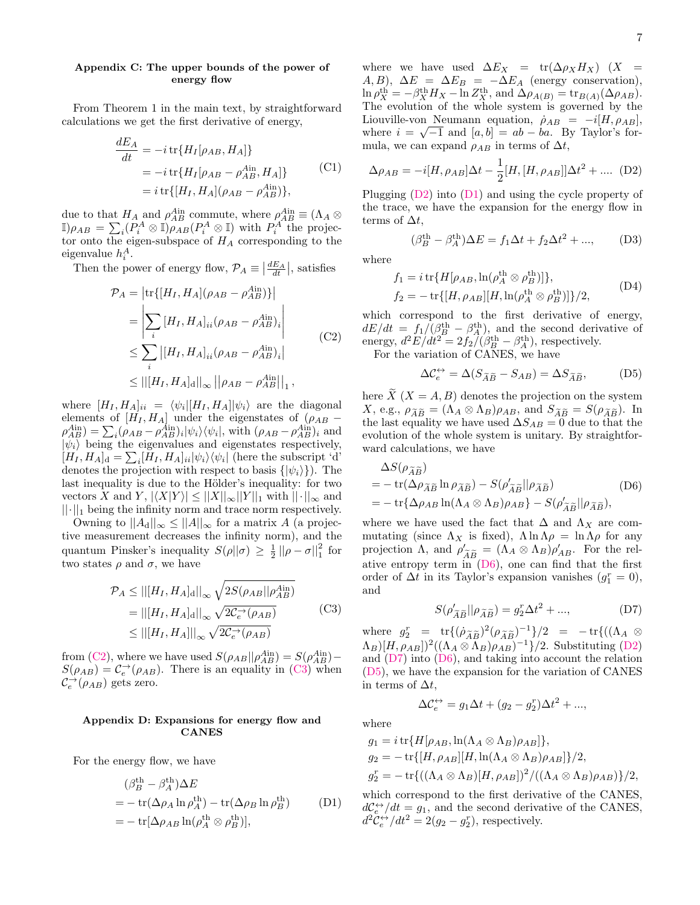### Appendix C: The upper bounds of the power of energy flow

From Theorem 1 in the main text, by straightforward calculations we get the first derivative of energy,

$$
\begin{aligned}
\frac{dE_A}{dt} &= -i\,\mathrm{tr}\{H_I[\rho_{AB}, H_A]\} \\
&= -i\,\mathrm{tr}\{H_I[\rho_{AB}-\rho_{AB}^{A\mathrm{in}}, H_A]\} \\
&= i\,\mathrm{tr}\{[H_I, H_A](\rho_{AB}-\rho_{AB}^{A\mathrm{in}})\},
\end{aligned} \tag{C1}
$$

due to that $H_A$ and $\rho_{AB}^{A\mathrm{in}}$ commute, where $\rho_{AB}^{A\mathrm{in}} \equiv (\Lambda_A \otimes \mathbb{I})\rho_{AB} = \sum_i (P_i^A \otimes \mathbb{I})\rho_{AB}(P_i^A \otimes \mathbb{I})$ with $P_i^A$ the projector onto the eigen-subspace of $H_A$ corresponding to the eigenvalue $h_i^A$.

Then the power of energy flow, $\mathcal{P}_A \equiv \left|\frac{dE_A}{dt}\right|$, satisfies

$$
\begin{aligned}
\mathcal{P}_A &= \left|\mathrm{tr}\{[H_I, H_A](\rho_{AB}-\rho_{AB}^{A\mathrm{in}})\}\right| \\
&= \left|\sum_i [H_I, H_A]_{ii}(\rho_{AB}-\rho_{AB}^{A\mathrm{in}})_i\right| \\
&\le \sum_i \left|[H_I, H_A]_{ii}(\rho_{AB}-\rho_{AB}^{A\mathrm{in}})_i\right| \\
&\le ||[H_I, H_A]_{\mathrm{d}}||_\infty \left|\left|\rho_{AB}-\rho_{AB}^{A\mathrm{in}}\right|\right|_1,
\end{aligned} \tag{C2}
$$

where $[H_I, H_A]_{ii} = \langle\psi_i|[H_I, H_A]|\psi_i\rangle$ are the diagonal elements of $[H_I, H_A]$ under the eigenstates of $(\rho_{AB} - \rho_{AB}^{A\mathrm{in}}) = \sum_i (\rho_{AB}-\rho_{AB}^{A\mathrm{in}})_i|\psi_i\rangle\langle\psi_i|$, with $(\rho_{AB}-\rho_{AB}^{A\mathrm{in}})_i$ and $|\psi_i\rangle$ being the eigenvalues and eigenstates respectively, $[H_I, H_A]_{\mathrm{d}} = \sum_i [H_I, H_A]_{ii}|\psi_i\rangle\langle\psi_i|$ (here the subscript 'd' denotes the projection with respect to basis $\{|\psi_i\rangle\}$). The last inequality is due to the Hölder's inequality: for two vectors $X$ and $Y$, $|\langle X|Y\rangle| \le ||X||_\infty ||Y||_1$ with $||\cdot||_\infty$ and $||\cdot||_1$ being the infinity norm and trace norm respectively.

Owning to $||A_{\mathrm{d}}||_\infty \le ||A||_\infty$ for a matrix $A$ (a projective measurement decreases the infinity norm), and the quantum Pinsker's inequality $S(\rho||\sigma) \ge \frac{1}{2}||\rho-\sigma||_1^2$ for two states $\rho$ and $\sigma$, we have

$$
\begin{aligned}
\mathcal{P}_A &\le ||[H_I, H_A]_{\mathrm{d}}||_\infty \sqrt{2S(\rho_{AB}||\rho_{AB}^{A\mathrm{in}})} \\
&= ||[H_I, H_A]_{\mathrm{d}}||_\infty \sqrt{2\mathcal{C}_e^{\rightarrow}(\rho_{AB})} \\
&\le ||[H_I, H_A]||_\infty \sqrt{2\mathcal{C}_e^{\rightarrow}(\rho_{AB})}
\end{aligned} \tag{C3}
$$

from (C2), where we have used $S(\rho_{AB}||\rho_{AB}^{A\mathrm{in}}) = S(\rho_{AB}^{A\mathrm{in}}) - S(\rho_{AB}) = \mathcal{C}_e^{\rightarrow}(\rho_{AB})$. There is an equality in (C3) when $\mathcal{C}_e^{\rightarrow}(\rho_{AB})$ gets zero.

### Appendix D: Expansions for energy flow and CANES

For the energy flow, we have

$$
\begin{aligned}
&(\beta_B^{\mathrm{th}} - \beta_A^{\mathrm{th}})\Delta E \\
=& -\mathrm{tr}(\Delta\rho_A \ln\rho_A^{\mathrm{th}}) - \mathrm{tr}(\Delta\rho_B \ln\rho_B^{\mathrm{th}}) \\
=& -\mathrm{tr}[\Delta\rho_{AB}\ln(\rho_A^{\mathrm{th}} \otimes \rho_B^{\mathrm{th}})],
\end{aligned} \tag{D1}
$$

where we have used $\Delta E_X = \mathrm{tr}(\Delta\rho_X H_X)$ ($X = A, B$), $\Delta E = \Delta E_B = -\Delta E_A$ (energy conservation), $\ln\rho_X^{\mathrm{th}} = -\beta_X^{\mathrm{th}} H_X - \ln Z_X^{\mathrm{th}}$, and $\Delta\rho_{A(B)} = \mathrm{tr}_{B(A)}(\Delta\rho_{AB})$. The evolution of the whole system is governed by the Liouville-von Neumann equation, $\dot{\rho}_{AB} = -i[H, \rho_{AB}]$, where $i = \sqrt{-1}$ and $[a, b] = ab - ba$. By Taylor's formula, we can expand $\rho_{AB}$ in terms of $\Delta t$,

$$
\Delta\rho_{AB} = -i[H, \rho_{AB}]\Delta t - \frac{1}{2}[H, [H, \rho_{AB}]]\Delta t^2 + .... \tag{D2}
$$

Plugging (D2) into (D1) and using the cycle property of the trace, we have the expansion for the energy flow in terms of $\Delta t$,

$$
(\beta_B^{\mathrm{th}} - \beta_A^{\mathrm{th}})\Delta E = f_1\Delta t + f_2\Delta t^2 + ..., \tag{D3}
$$

where

$$
\begin{aligned}
f_1 &= i\,\mathrm{tr}\{H[\rho_{AB}, \ln(\rho_A^{\mathrm{th}} \otimes \rho_B^{\mathrm{th}})]\}, \\
f_2 &= -\mathrm{tr}\{[H, \rho_{AB}][H, \ln(\rho_A^{\mathrm{th}} \otimes \rho_B^{\mathrm{th}})]\}/2,
\end{aligned} \tag{D4}
$$

which correspond to the first derivative of energy, $dE/dt = f_1/(\beta_B^{\mathrm{th}} - \beta_A^{\mathrm{th}})$, and the second derivative of energy, $d^2E/dt^2 = 2f_2/(\beta_B^{\mathrm{th}} - \beta_A^{\mathrm{th}})$, respectively.

For the variation of CANES, we have

$$
\Delta\mathcal{C}_e^{\leftrightarrow} = \Delta(S_{\widetilde{A}\widetilde{B}} - S_{AB}) = \Delta S_{\widetilde{A}\widetilde{B}}, \tag{D5}
$$

here $\widetilde{X}$ ($X = A, B$) denotes the projection on the system $X$, e.g., $\rho_{\widetilde{A}\widetilde{B}} = (\Lambda_A \otimes \Lambda_B)\rho_{AB}$, and $S_{\widetilde{A}\widetilde{B}} = S(\rho_{\widetilde{A}\widetilde{B}})$. In the last equality we have used $\Delta S_{AB} = 0$ due to that the evolution of the whole system is unitary. By straightforward calculations, we have

$$
\begin{aligned}
&\Delta S(\rho_{\widetilde{A}\widetilde{B}}) \\
=& -\mathrm{tr}(\Delta\rho_{\widetilde{A}\widetilde{B}}\ln\rho_{\widetilde{A}\widetilde{B}}) - S(\rho'_{\widetilde{A}\widetilde{B}}||\rho_{\widetilde{A}\widetilde{B}}) \\
=& -\mathrm{tr}\{\Delta\rho_{AB}\ln(\Lambda_A \otimes \Lambda_B)\rho_{AB}\} - S(\rho'_{\widetilde{A}\widetilde{B}}||\rho_{\widetilde{A}\widetilde{B}}),
\end{aligned} \tag{D6}
$$

where we have used the fact that $\Delta$ and $\Lambda_X$ are commuting (since $\Lambda_X$ is fixed), $\Lambda\ln\Lambda\rho = \ln\Lambda\rho$ for any projection $\Lambda$, and $\rho'_{\widetilde{A}\widetilde{B}} = (\Lambda_A \otimes \Lambda_B)\rho'_{AB}$. For the relative entropy term in (D6), one can find that the first order of $\Delta t$ in its Taylor's expansion vanishes ($g_1^r = 0$), and

$$
S(\rho'_{\widetilde{A}\widetilde{B}}||\rho_{\widetilde{A}\widetilde{B}}) = g_2^r\Delta t^2 + ..., \tag{D7}
$$

where $g_2^r = \mathrm{tr}\{(\dot{\rho}_{\widetilde{A}\widetilde{B}})^2(\rho_{\widetilde{A}\widetilde{B}})^{-1}\}/2 = -\mathrm{tr}\{((\Lambda_A \otimes \Lambda_B)[H, \rho_{AB}])^2((\Lambda_A \otimes \Lambda_B)\rho_{AB})^{-1}\}/2$. Substituting (D2) and (D7) into (D6), and taking into account the relation (D5), we have the expansion for the variation of CANES in terms of $\Delta t$,

$$
\Delta\mathcal{C}_e^{\leftrightarrow} = g_1\Delta t + (g_2 - g_2^r)\Delta t^2 + ...,
$$

where

$$
\begin{aligned}
g_1 &= i\,\mathrm{tr}\{H[\rho_{AB}, \ln(\Lambda_A \otimes \Lambda_B)\rho_{AB}]\}, \\
g_2 &= -\mathrm{tr}\{[H, \rho_{AB}][H, \ln(\Lambda_A \otimes \Lambda_B)\rho_{AB}]\}/2, \\
g_2^r &= -\mathrm{tr}\{((\Lambda_A \otimes \Lambda_B)[H, \rho_{AB}])^2/((\Lambda_A \otimes \Lambda_B)\rho_{AB})\}/2,
\end{aligned}
$$

which correspond to the first derivative of the CANES, $d\mathcal{C}_e^{\leftrightarrow}/dt = g_1$, and the second derivative of the CANES, $d^2\mathcal{C}_e^{\leftrightarrow}/dt^2 = 2(g_2 - g_2^r)$, respectively.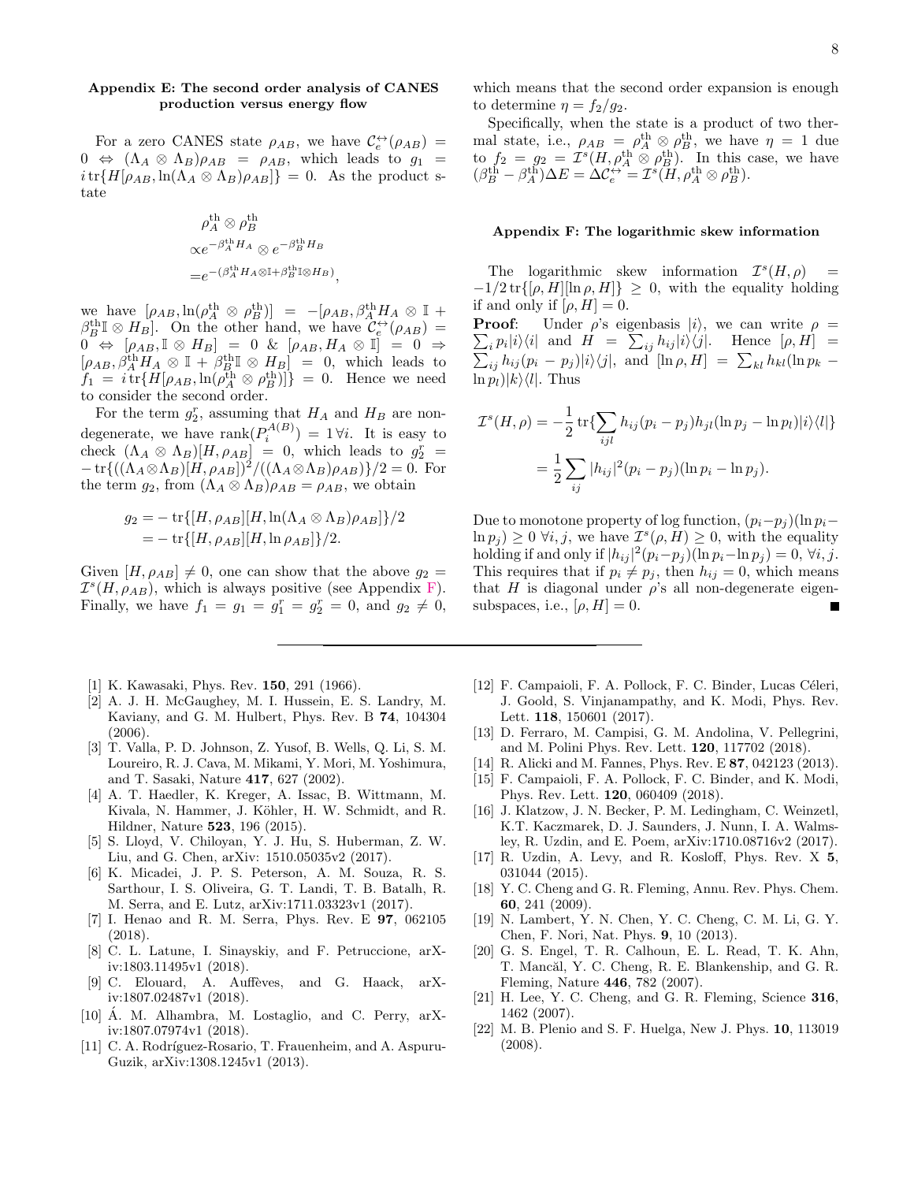### Appendix E: The second order analysis of CANES production versus energy flow

For a zero CANES state $\rho_{AB}$, we have $\mathcal{C}_e^{\leftrightarrow}(\rho_{AB}) = 0 \Leftrightarrow (\Lambda_A \otimes \Lambda_B)\rho_{AB} = \rho_{AB}$, which leads to $g_1 = i\,\mathrm{tr}\{H[\rho_{AB}, \ln(\Lambda_A \otimes \Lambda_B)\rho_{AB}]\} = 0$. As the product state

$$
\begin{aligned}
&\rho_A^{\rm th} \otimes \rho_B^{\rm th} \\
\propto& e^{-\beta_A^{\rm th} H_A} \otimes e^{-\beta_B^{\rm th} H_B} \\
=& e^{-(\beta_A^{\rm th} H_A \otimes \mathbb{I} + \beta_B^{\rm th} \mathbb{I} \otimes H_B)},
\end{aligned}
$$

we have $[\rho_{AB}, \ln(\rho_A^{\rm th} \otimes \rho_B^{\rm th})] = -[\rho_{AB}, \beta_A^{\rm th} H_A \otimes \mathbb{I} + \beta_B^{\rm th} \mathbb{I} \otimes H_B]$. On the other hand, we have $\mathcal{C}_e^{\leftrightarrow}(\rho_{AB}) = 0 \Leftrightarrow [\rho_{AB}, \mathbb{I} \otimes H_B] = 0$ & $[\rho_{AB}, H_A \otimes \mathbb{I}] = 0 \Rightarrow [\rho_{AB}, \beta_A^{\rm th} H_A \otimes \mathbb{I} + \beta_B^{\rm th} \mathbb{I} \otimes H_B] = 0$, which leads to $f_1 = i\,\mathrm{tr}\{H[\rho_{AB}, \ln(\rho_A^{\rm th} \otimes \rho_B^{\rm th})]\} = 0$. Hence we need to consider the second order.

For the term $g_2^r$, assuming that $H_A$ and $H_B$ are non-degenerate, we have $\mathrm{rank}(P_i^{A(B)}) = 1\, \forall i$. It is easy to check $(\Lambda_A \otimes \Lambda_B)[H, \rho_{AB}] = 0$, which leads to $g_2^r = -\,\mathrm{tr}\{((\Lambda_A \otimes \Lambda_B)[H, \rho_{AB}])^2/((\Lambda_A \otimes \Lambda_B)\rho_{AB})\}/2 = 0$. For the term $g_2$, from $(\Lambda_A \otimes \Lambda_B)\rho_{AB} = \rho_{AB}$, we obtain

$$
\begin{aligned}
g_2 =& -\mathrm{tr}\{[H, \rho_{AB}][H, \ln(\Lambda_A \otimes \Lambda_B)\rho_{AB}]\}/2 \\
=& -\mathrm{tr}\{[H, \rho_{AB}][H, \ln \rho_{AB}]\}/2.
\end{aligned}
$$

Given $[H, \rho_{AB}] \neq 0$, one can show that the above $g_2 = \mathcal{I}^s(H, \rho_{AB})$, which is always positive (see Appendix F). Finally, we have $f_1 = g_1 = g_1^r = g_2^r = 0$, and $g_2 \neq 0$, which means that the second order expansion is enough to determine $\eta = f_2/g_2$.

Specifically, when the state is a product of two thermal state, i.e., $\rho_{AB} = \rho_A^{\rm th} \otimes \rho_B^{\rm th}$, we have $\eta = 1$ due to $f_2 = g_2 = \mathcal{I}^s(H, \rho_A^{\rm th} \otimes \rho_B^{\rm th})$. In this case, we have $(\beta_B^{\rm th} - \beta_A^{\rm th})\Delta E = \Delta \mathcal{C}_e^{\leftrightarrow} = \mathcal{I}^s(H, \rho_A^{\rm th} \otimes \rho_B^{\rm th})$.

### Appendix F: The logarithmic skew information

The logarithmic skew information $\mathcal{I}^s(H, \rho) = -1/2\,\mathrm{tr}\{[\rho, H][\ln \rho, H]\} \geq 0$, with the equality holding if and only if $[\rho, H] = 0$.

**Proof**: Under $\rho$'s eigenbasis $|i\rangle$, we can write $\rho = \sum_i p_i |i\rangle\langle i|$ and $H = \sum_{ij} h_{ij} |i\rangle\langle j|$. Hence $[\rho, H] = \sum_{ij} h_{ij}(p_i - p_j)|i\rangle\langle j|$, and $[\ln \rho, H] = \sum_{kl} h_{kl}(\ln p_k - \ln p_l)|k\rangle\langle l|$. Thus

$$
\begin{aligned}
\mathcal{I}^s(H, \rho) =& -\frac{1}{2}\,\mathrm{tr}\{\sum_{ijl} h_{ij}(p_i - p_j)h_{jl}(\ln p_j - \ln p_l)|i\rangle\langle l|\} \\
=& \frac{1}{2}\sum_{ij} |h_{ij}|^2 (p_i - p_j)(\ln p_i - \ln p_j).
\end{aligned}
$$

Due to monotone property of log function, $(p_i - p_j)(\ln p_i - \ln p_j) \geq 0\ \forall i, j$, we have $\mathcal{I}^s(\rho, H) \geq 0$, with the equality holding if and only if $|h_{ij}|^2(p_i - p_j)(\ln p_i - \ln p_j) = 0$, $\forall i, j$. This requires that if $p_i \neq p_j$, then $h_{ij} = 0$, which means that $H$ is diagonal under $\rho$'s all non-degenerate eigensubspaces, i.e., $[\rho, H] = 0$. ■

---

[1] K. Kawasaki, Phys. Rev. **150**, 291 (1966).

[2] A. J. H. McGaughey, M. I. Hussein, E. S. Landry, M. Kaviany, and G. M. Hulbert, Phys. Rev. B **74**, 104304 (2006).

[3] T. Valla, P. D. Johnson, Z. Yusof, B. Wells, Q. Li, S. M. Loureiro, R. J. Cava, M. Mikami, Y. Mori, M. Yoshimura, and T. Sasaki, Nature **417**, 627 (2002).

[4] A. T. Haedler, K. Kreger, A. Issac, B. Wittmann, M. Kivala, N. Hammer, J. Köhler, H. W. Schmidt, and R. Hildner, Nature **523**, 196 (2015).

[5] S. Lloyd, V. Chiloyan, Y. J. Hu, S. Huberman, Z. W. Liu, and G. Chen, arXiv: 1510.05035v2 (2017).

[6] K. Micadei, J. P. S. Peterson, A. M. Souza, R. S. Sarthour, I. S. Oliveira, G. T. Landi, T. B. Batalh, R. M. Serra, and E. Lutz, arXiv:1711.03323v1 (2017).

[7] I. Henao and R. M. Serra, Phys. Rev. E **97**, 062105 (2018).

[8] C. L. Latune, I. Sinayskiy, and F. Petruccione, arXiv:1803.11495v1 (2018).

[9] C. Elouard, A. Auffèves, and G. Haack, arXiv:1807.02487v1 (2018).

[10] Á. M. Alhambra, M. Lostaglio, and C. Perry, arXiv:1807.07974v1 (2018).

[11] C. A. Rodríguez-Rosario, T. Frauenheim, and A. Aspuru-Guzik, arXiv:1308.1245v1 (2013).

[12] F. Campaioli, F. A. Pollock, F. C. Binder, Lucas Céleri, J. Goold, S. Vinjanampathy, and K. Modi, Phys. Rev. Lett. **118**, 150601 (2017).

[13] D. Ferraro, M. Campisi, G. M. Andolina, V. Pellegrini, and M. Polini Phys. Rev. Lett. **120**, 117702 (2018).

[14] R. Alicki and M. Fannes, Phys. Rev. E **87**, 042123 (2013).

[15] F. Campaioli, F. A. Pollock, F. C. Binder, and K. Modi, Phys. Rev. Lett. **120**, 060409 (2018).

[16] J. Klatzow, J. N. Becker, P. M. Ledingham, C. Weinzetl, K.T. Kaczmarek, D. J. Saunders, J. Nunn, I. A. Walmsley, R. Uzdin, and E. Poem, arXiv:1710.08716v2 (2017).

[17] R. Uzdin, A. Levy, and R. Kosloff, Phys. Rev. X **5**, 031044 (2015).

[18] Y. C. Cheng and G. R. Fleming, Annu. Rev. Phys. Chem. **60**, 241 (2009).

[19] N. Lambert, Y. N. Chen, Y. C. Cheng, C. M. Li, G. Y. Chen, F. Nori, Nat. Phys. **9**, 10 (2013).

[20] G. S. Engel, T. R. Calhoun, E. L. Read, T. K. Ahn, T. Mancăl, Y. C. Cheng, R. E. Blankenship, and G. R. Fleming, Nature **446**, 782 (2007).

[21] H. Lee, Y. C. Cheng, and G. R. Fleming, Science **316**, 1462 (2007).

[22] M. B. Plenio and S. F. Huelga, New J. Phys. **10**, 113019 (2008).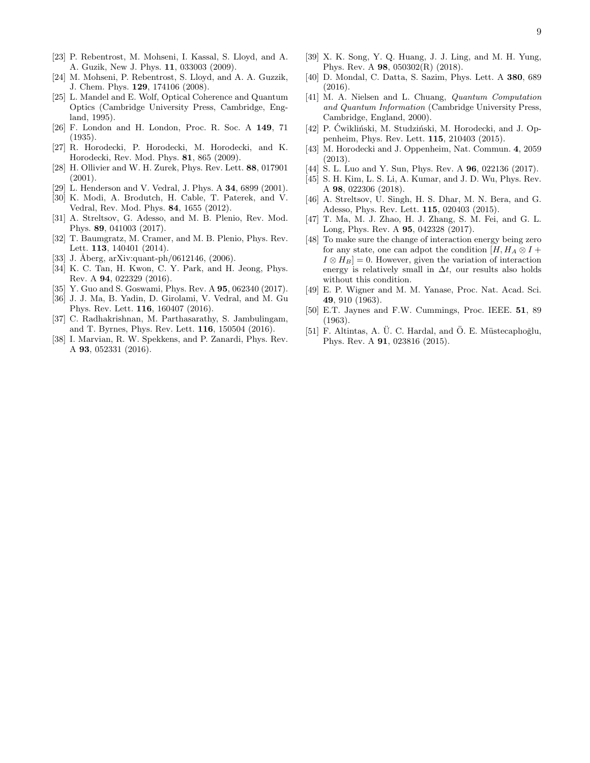[23] P. Rebentrost, M. Mohseni, I. Kassal, S. Lloyd, and A. A. Guzik, New J. Phys. **11**, 033003 (2009).

[24] M. Mohseni, P. Rebentrost, S. Lloyd, and A. A. Guzzik, J. Chem. Phys. **129**, 174106 (2008).

[25] L. Mandel and E. Wolf, Optical Coherence and Quantum Optics (Cambridge University Press, Cambridge, England, 1995).

[26] F. London and H. London, Proc. R. Soc. A **149**, 71 (1935).

[27] R. Horodecki, P. Horodecki, M. Horodecki, and K. Horodecki, Rev. Mod. Phys. **81**, 865 (2009).

[28] H. Ollivier and W. H. Zurek, Phys. Rev. Lett. **88**, 017901 (2001).

[29] L. Henderson and V. Vedral, J. Phys. A **34**, 6899 (2001).

[30] K. Modi, A. Brodutch, H. Cable, T. Paterek, and V. Vedral, Rev. Mod. Phys. **84**, 1655 (2012).

[31] A. Streltsov, G. Adesso, and M. B. Plenio, Rev. Mod. Phys. **89**, 041003 (2017).

[32] T. Baumgratz, M. Cramer, and M. B. Plenio, Phys. Rev. Lett. **113**, 140401 (2014).

[33] J. Åberg, arXiv:quant-ph/0612146, (2006).

[34] K. C. Tan, H. Kwon, C. Y. Park, and H. Jeong, Phys. Rev. A **94**, 022329 (2016).

[35] Y. Guo and S. Goswami, Phys. Rev. A **95**, 062340 (2017).

[36] J. J. Ma, B. Yadin, D. Girolami, V. Vedral, and M. Gu Phys. Rev. Lett. **116**, 160407 (2016).

[37] C. Radhakrishnan, M. Parthasarathy, S. Jambulingam, and T. Byrnes, Phys. Rev. Lett. **116**, 150504 (2016).

[38] I. Marvian, R. W. Spekkens, and P. Zanardi, Phys. Rev. A **93**, 052331 (2016).

[39] X. K. Song, Y. Q. Huang, J. J. Ling, and M. H. Yung, Phys. Rev. A **98**, 050302(R) (2018).

[40] D. Mondal, C. Datta, S. Sazim, Phys. Lett. A **380**, 689 (2016).

[41] M. A. Nielsen and L. Chuang, *Quantum Computation and Quantum Information* (Cambridge University Press, Cambridge, England, 2000).

[42] P. Ćwikliński, M. Studziński, M. Horodecki, and J. Oppenheim, Phys. Rev. Lett. **115**, 210403 (2015).

[43] M. Horodecki and J. Oppenheim, Nat. Commun. **4**, 2059 (2013).

[44] S. L. Luo and Y. Sun, Phys. Rev. A **96**, 022136 (2017).

[45] S. H. Kim, L. S. Li, A. Kumar, and J. D. Wu, Phys. Rev. A **98**, 022306 (2018).

[46] A. Streltsov, U. Singh, H. S. Dhar, M. N. Bera, and G. Adesso, Phys. Rev. Lett. **115**, 020403 (2015).

[47] T. Ma, M. J. Zhao, H. J. Zhang, S. M. Fei, and G. L. Long, Phys. Rev. A **95**, 042328 (2017).

[48] To make sure the change of interaction energy being zero for any state, one can adpot the condition $[H, H_A \otimes I + I \otimes H_B] = 0$. However, given the variation of interaction energy is relatively small in $\Delta t$, our results also holds without this condition.

[49] E. P. Wigner and M. M. Yanase, Proc. Nat. Acad. Sci. **49**, 910 (1963).

[50] E.T. Jaynes and F.W. Cummings, Proc. IEEE. **51**, 89 (1963).

[51] F. Altintas, A. Ü. C. Hardal, and Ö. E. Müstecaplıoğlu, Phys. Rev. A **91**, 023816 (2015).